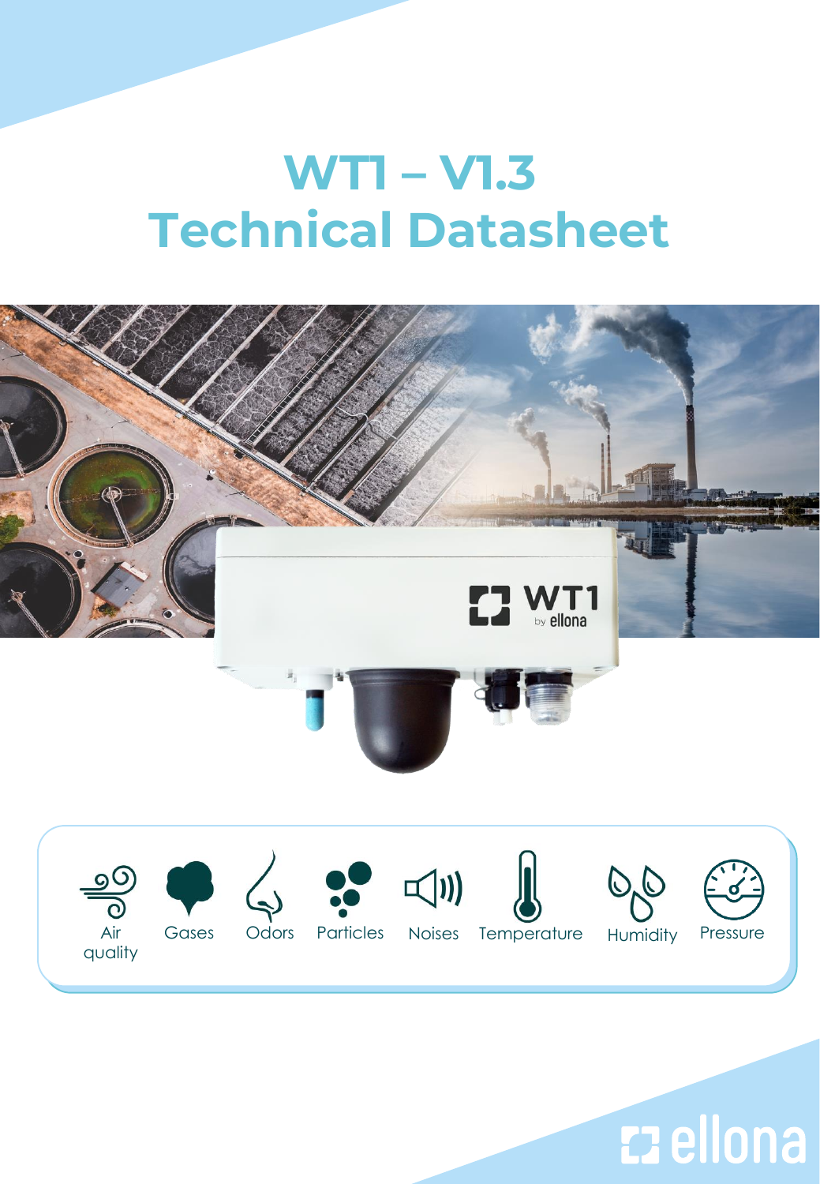# WT1 – V1.3
# Technical Datasheet

Air quality | Gases | Odors | Particles | Noises | Temperature | Humidity | Pressure

ellona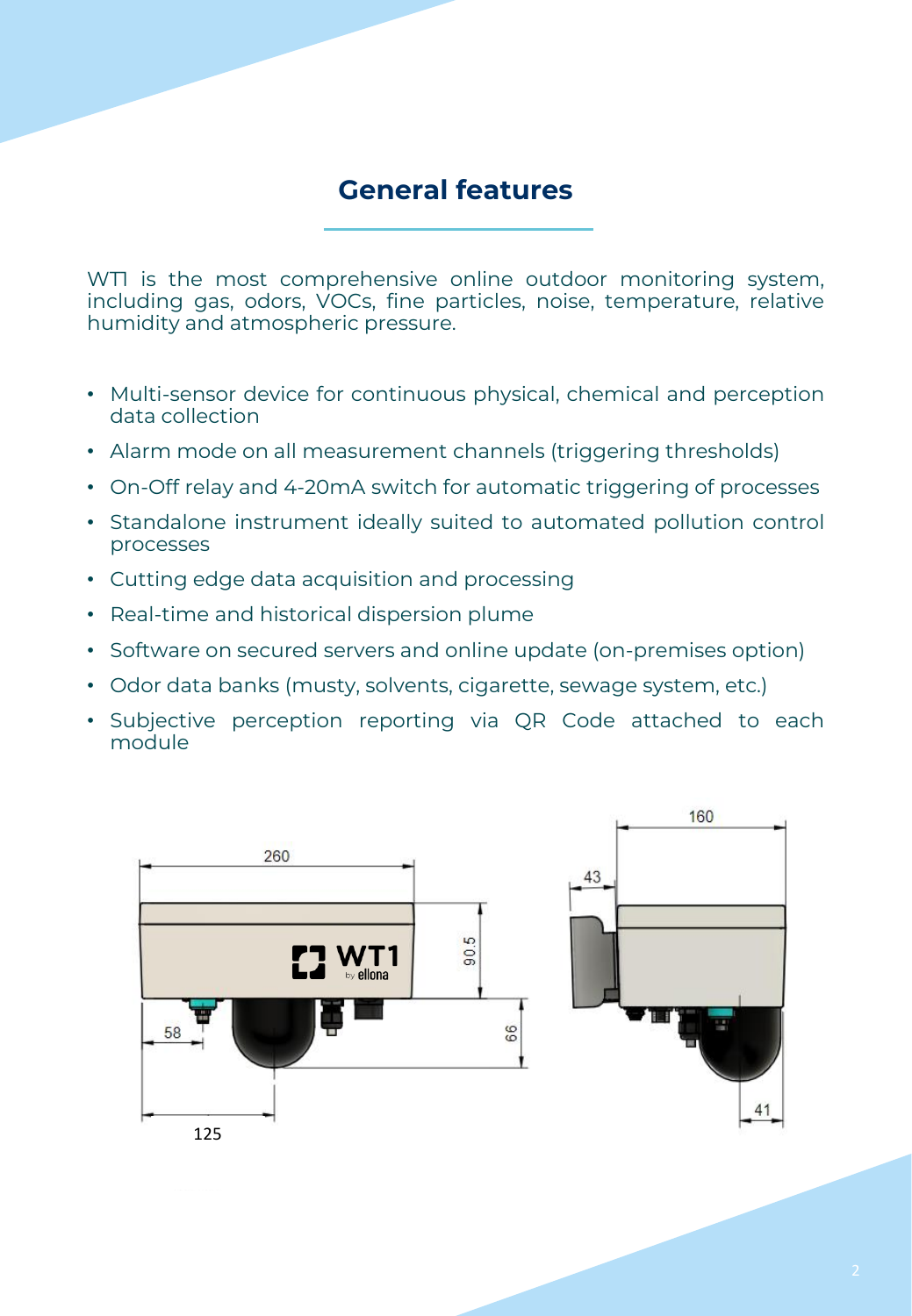## General features

WT1 is the most comprehensive online outdoor monitoring system, including gas, odors, VOCs, fine particles, noise, temperature, relative humidity and atmospheric pressure.

- Multi-sensor device for continuous physical, chemical and perception data collection
- Alarm mode on all measurement channels (triggering thresholds)
- On-Off relay and 4-20mA switch for automatic triggering of processes
- Standalone instrument ideally suited to automated pollution control processes
- Cutting edge data acquisition and processing
- Real-time and historical dispersion plume
- Software on secured servers and online update (on-premises option)
- Odor data banks (musty, solvents, cigarette, sewage system, etc.)
- Subjective perception reporting via QR Code attached to each module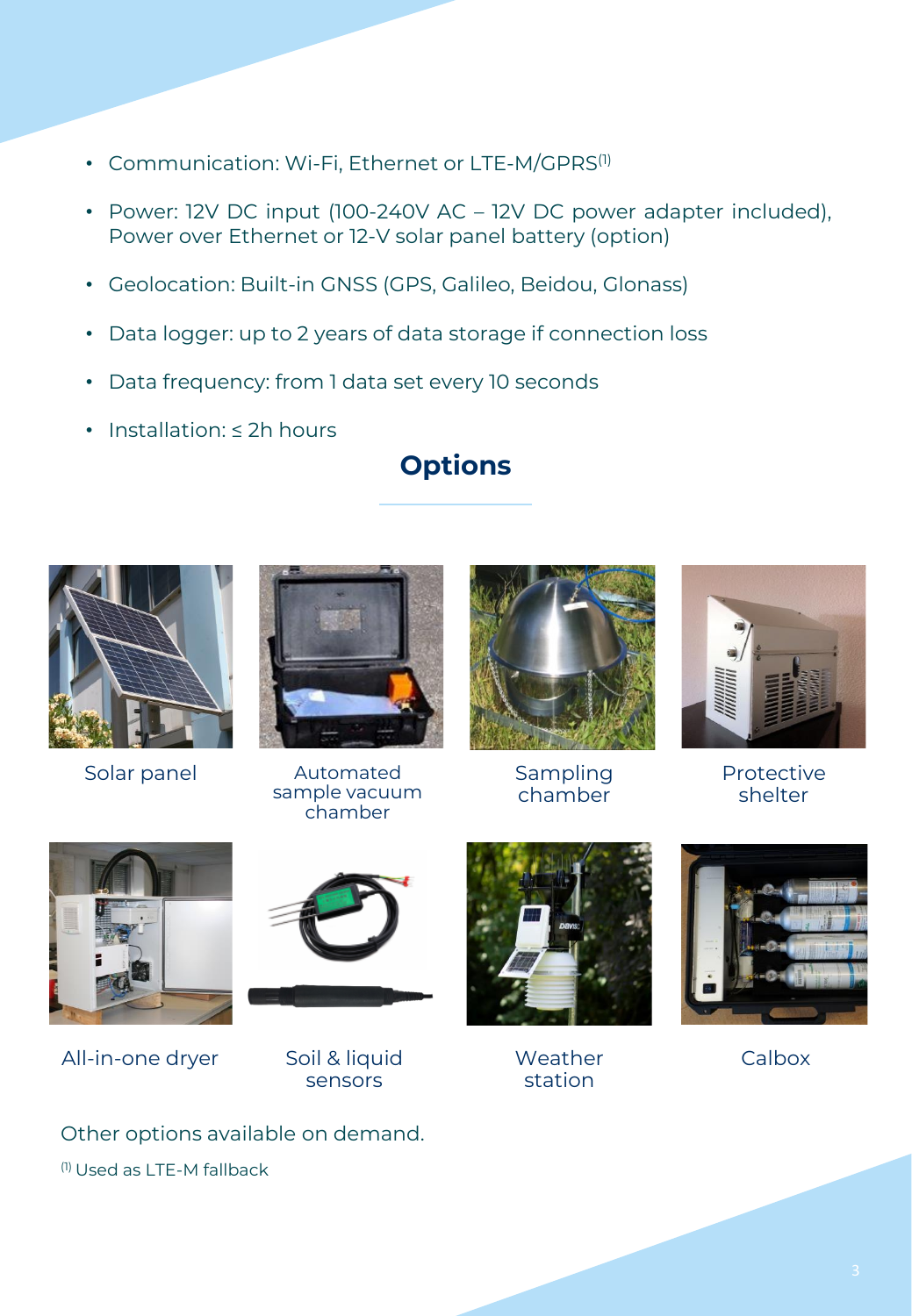- Communication: Wi-Fi, Ethernet or LTE-M/GPRS[1]
- Power: 12V DC input (100-240V AC – 12V DC power adapter included), Power over Ethernet or 12-V solar panel battery (option)
- Geolocation: Built-in GNSS (GPS, Galileo, Beidou, Glonass)
- Data logger: up to 2 years of data storage if connection loss
- Data frequency: from 1 data set every 10 seconds
- Installation: ≤ 2h hours

## Options

Solar panel

Automated sample vacuum chamber

Sampling chamber

Protective shelter

All-in-one dryer

Soil & liquid sensors

Weather station

Calbox

Other options available on demand.

[1] Used as LTE-M fallback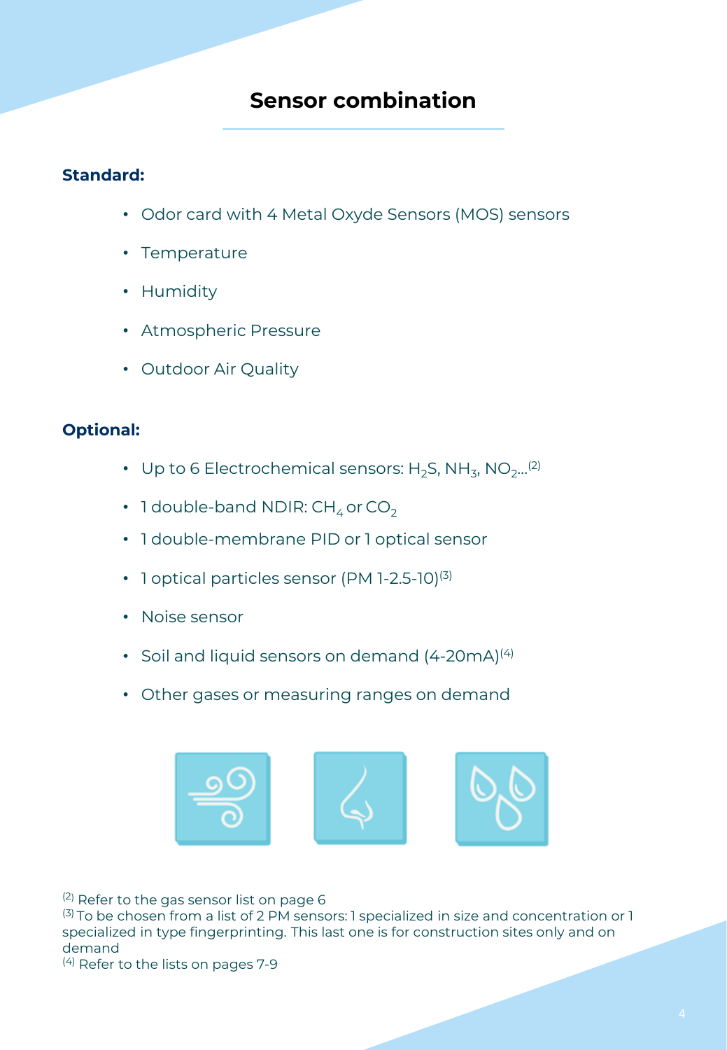## Sensor combination

**Standard:**

- Odor card with 4 Metal Oxyde Sensors (MOS) sensors
- Temperature
- Humidity
- Atmospheric Pressure
- Outdoor Air Quality

**Optional:**

- Up to 6 Electrochemical sensors: $H_2S$, $NH_3$, $NO_2$...[2]
- 1 double-band NDIR: $CH_4$ or $CO_2$
- 1 double-membrane PID or 1 optical sensor
- 1 optical particles sensor (PM 1-2.5-10)[3]
- Noise sensor
- Soil and liquid sensors on demand (4-20mA)[4]
- Other gases or measuring ranges on demand

[2] Refer to the gas sensor list on page 6
[3] To be chosen from a list of 2 PM sensors: 1 specialized in size and concentration or 1 specialized in type fingerprinting. This last one is for construction sites only and on demand
[4] Refer to the lists on pages 7-9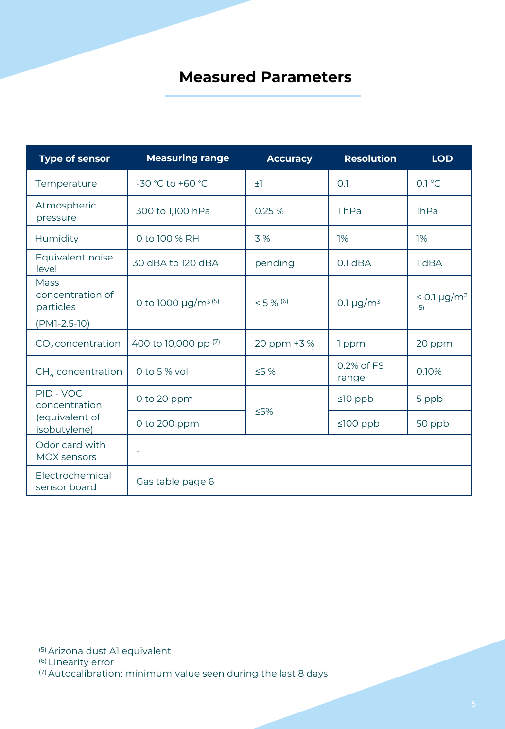# Measured Parameters

| Type of sensor | Measuring range | Accuracy | Resolution | LOD |
|---|---|---|---|---|
| Temperature | -30 °C to +60 °C | ±1 | 0.1 | 0.1 °C |
| Atmospheric pressure | 300 to 1,100 hPa | 0.25 % | 1 hPa | 1hPa |
| Humidity | 0 to 100 % RH | 3 % | 1% | 1% |
| Equivalent noise level | 30 dBA to 120 dBA | pending | 0.1 dBA | 1 dBA |
| Mass concentration of particles (PM1-2.5-10) | 0 to 1000 µg/m³ [5] | < 5 % [6] | 0.1 µg/m³ | < 0.1 µg/m³ [5] |
| $CO_2$ concentration | 400 to 10,000 pp [7] | 20 ppm +3 % | 1 ppm | 20 ppm |
| $CH_4$ concentration | 0 to 5 % vol | ≤5 % | 0.2% of FS range | 0.10% |
| PID - VOC concentration (equivalent of isobutylene) | 0 to 20 ppm | ≤5% | ≤10 ppb | 5 ppb |
| | 0 to 200 ppm | | ≤100 ppb | 50 ppb |
| Odor card with MOX sensors | - | | | |
| Electrochemical sensor board | Gas table page 6 | | | |

[5] Arizona dust A1 equivalent
[6] Linearity error
[7] Autocalibration: minimum value seen during the last 8 days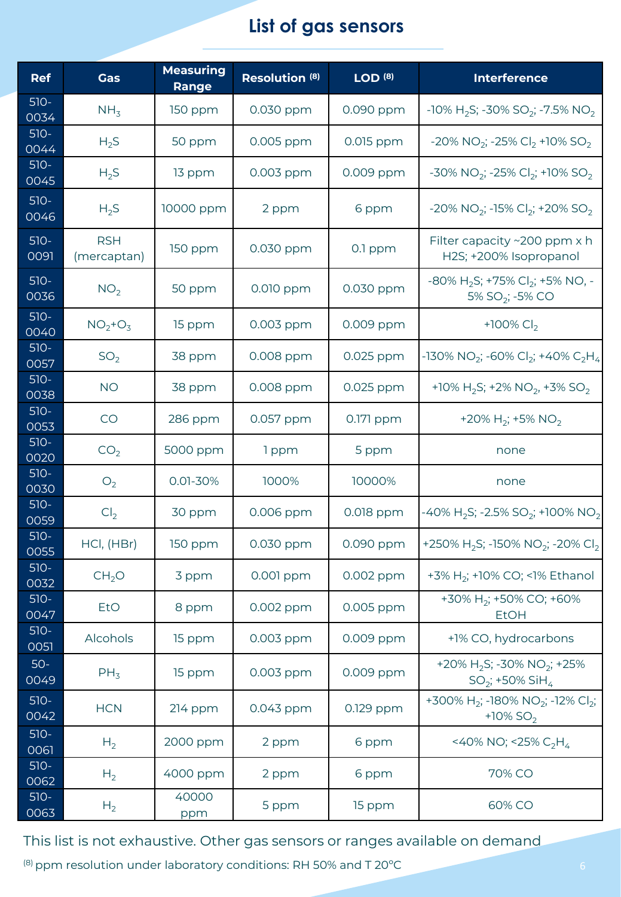# List of gas sensors

| Ref | Gas | Measuring Range | Resolution [8] | LOD [8] | Interference |
|---|---|---|---|---|---|
| 510-0034 | $NH_3$ | 150 ppm | 0.030 ppm | 0.090 ppm | -10% $H_2S$; -30% $SO_2$; -7.5% $NO_2$ |
| 510-0044 | $H_2S$ | 50 ppm | 0.005 ppm | 0.015 ppm | -20% $NO_2$; -25% $Cl_2$ +10% $SO_2$ |
| 510-0045 | $H_2S$ | 13 ppm | 0.003 ppm | 0.009 ppm | -30% $NO_2$; -25% $Cl_2$; +10% $SO_2$ |
| 510-0046 | $H_2S$ | 10000 ppm | 2 ppm | 6 ppm | -20% $NO_2$; -15% $Cl_2$; +20% $SO_2$ |
| 510-0091 | RSH (mercaptan) | 150 ppm | 0.030 ppm | 0.1 ppm | Filter capacity ~200 ppm x h H2S; +200% Isopropanol |
| 510-0036 | $NO_2$ | 50 ppm | 0.010 ppm | 0.030 ppm | -80% $H_2S$; +75% $Cl_2$; +5% NO, -5% $SO_2$; -5% CO |
| 510-0040 | $NO_2$+$O_3$ | 15 ppm | 0.003 ppm | 0.009 ppm | +100% $Cl_2$ |
| 510-0057 | $SO_2$ | 38 ppm | 0.008 ppm | 0.025 ppm | -130% $NO_2$; -60% $Cl_2$; +40% $C_2H_4$ |
| 510-0038 | NO | 38 ppm | 0.008 ppm | 0.025 ppm | +10% $H_2S$; +2% $NO_2$, +3% $SO_2$ |
| 510-0053 | CO | 286 ppm | 0.057 ppm | 0.171 ppm | +20% $H_2$; +5% $NO_2$ |
| 510-0020 | $CO_2$ | 5000 ppm | 1 ppm | 5 ppm | none |
| 510-0030 | $O_2$ | 0.01-30% | 1000% | 10000% | none |
| 510-0059 | $Cl_2$ | 30 ppm | 0.006 ppm | 0.018 ppm | -40% $H_2S$; -2.5% $SO_2$; +100% $NO_2$ |
| 510-0055 | HCl, (HBr) | 150 ppm | 0.030 ppm | 0.090 ppm | +250% $H_2S$; -150% $NO_2$; -20% $Cl_2$ |
| 510-0032 | $CH_2O$ | 3 ppm | 0.001 ppm | 0.002 ppm | +3% $H_2$; +10% CO; <1% Ethanol |
| 510-0047 | EtO | 8 ppm | 0.002 ppm | 0.005 ppm | +30% $H_2$; +50% CO; +60% EtOH |
| 510-0051 | Alcohols | 15 ppm | 0.003 ppm | 0.009 ppm | +1% CO, hydrocarbons |
| 50-0049 | $PH_3$ | 15 ppm | 0.003 ppm | 0.009 ppm | +20% $H_2S$; -30% $NO_2$; +25% $SO_2$; +50% $SiH_4$ |
| 510-0042 | HCN | 214 ppm | 0.043 ppm | 0.129 ppm | +300% $H_2$; -180% $NO_2$; -12% $Cl_2$; +10% $SO_2$ |
| 510-0061 | $H_2$ | 2000 ppm | 2 ppm | 6 ppm | <40% NO; <25% $C_2H_4$ |
| 510-0062 | $H_2$ | 4000 ppm | 2 ppm | 6 ppm | 70% CO |
| 510-0063 | $H_2$ | 40000 ppm | 5 ppm | 15 ppm | 60% CO |

This list is not exhaustive. Other gas sensors or ranges available on demand

[8] ppm resolution under laboratory conditions: RH 50% and T 20°C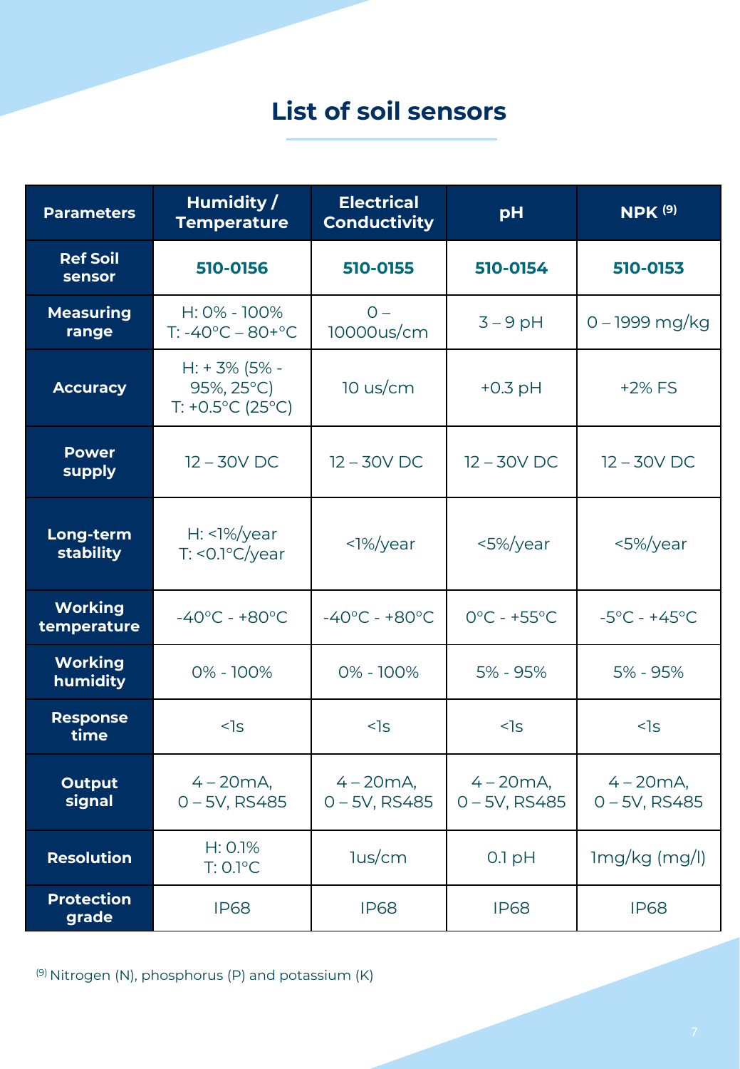# List of soil sensors

| Parameters | Humidity / Temperature | Electrical Conductivity | pH | NPK [9] |
|---|---|---|---|---|
| Ref Soil sensor | **510-0156** | **510-0155** | **510-0154** | **510-0153** |
| Measuring range | H: 0% - 100%<br>T: -40°C – 80+°C | 0 – 10000us/cm | 3 – 9 pH | 0 – 1999 mg/kg |
| Accuracy | H: + 3% (5% - 95%, 25°C)<br>T: +0.5°C (25°C) | 10 us/cm | +0.3 pH | +2% FS |
| Power supply | 12 – 30V DC | 12 – 30V DC | 12 – 30V DC | 12 – 30V DC |
| Long-term stability | H: <1%/year<br>T: <0.1°C/year | <1%/year | <5%/year | <5%/year |
| Working temperature | -40°C - +80°C | -40°C - +80°C | 0°C - +55°C | -5°C - +45°C |
| Working humidity | 0% - 100% | 0% - 100% | 5% - 95% | 5% - 95% |
| Response time | <1s | <1s | <1s | <1s |
| Output signal | 4 – 20mA, 0 – 5V, RS485 | 4 – 20mA, 0 – 5V, RS485 | 4 – 20mA, 0 – 5V, RS485 | 4 – 20mA, 0 – 5V, RS485 |
| Resolution | H: 0.1%<br>T: 0.1°C | 1us/cm | 0.1 pH | 1mg/kg (mg/l) |
| Protection grade | IP68 | IP68 | IP68 | IP68 |

[9] Nitrogen (N), phosphorus (P) and potassium (K)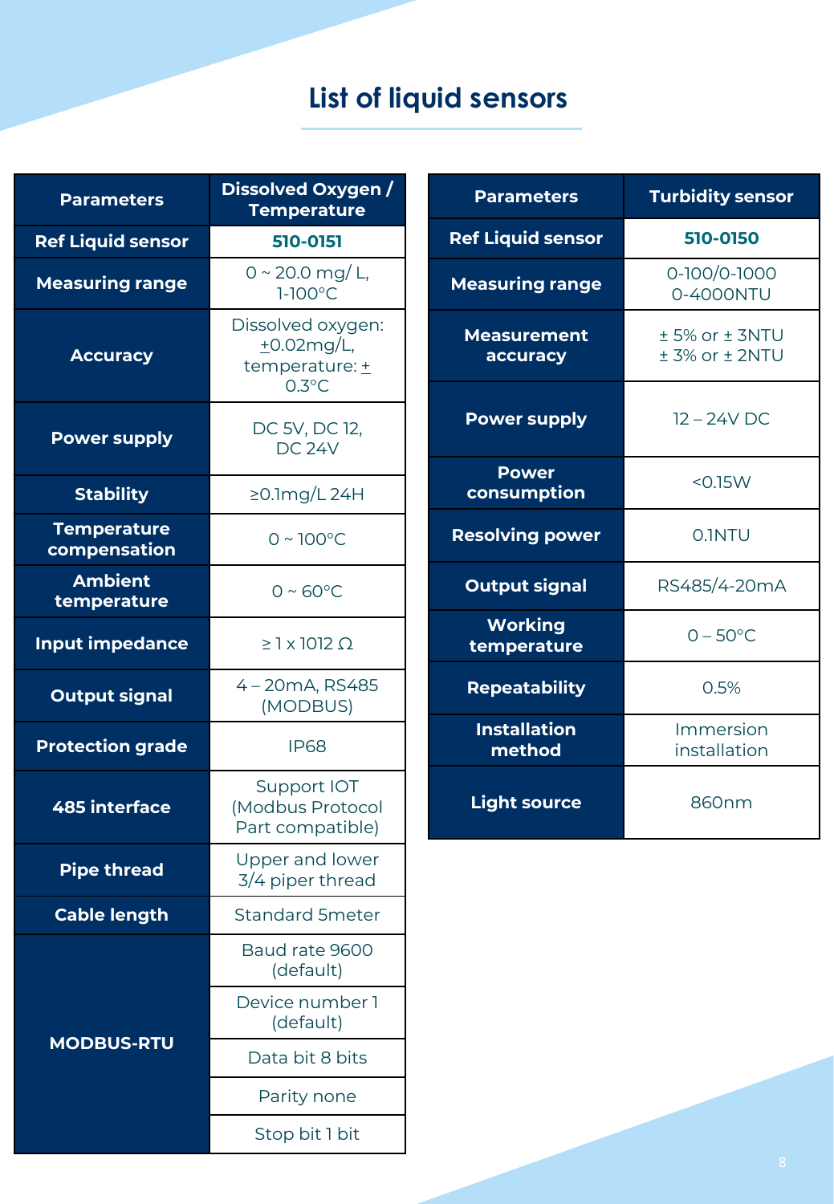# List of liquid sensors

| Parameters | Dissolved Oxygen / Temperature |
|---|---|
| Ref Liquid sensor | **510-0151** |
| Measuring range | 0 ~ 20.0 mg/ L, 1-100°C |
| Accuracy | Dissolved oxygen: ±0.02mg/L, temperature: ± 0.3°C |
| Power supply | DC 5V, DC 12, DC 24V |
| Stability | ≥0.1mg/L 24H |
| Temperature compensation | 0 ~ 100°C |
| Ambient temperature | 0 ~ 60°C |
| Input impedance | ≥ 1 x 1012 Ω |
| Output signal | 4 – 20mA, RS485 (MODBUS) |
| Protection grade | IP68 |
| 485 interface | Support IOT (Modbus Protocol Part compatible) |
| Pipe thread | Upper and lower 3/4 piper thread |
| Cable length | Standard 5meter |
| MODBUS-RTU | Baud rate 9600 (default) |
| | Device number 1 (default) |
| | Data bit 8 bits |
| | Parity none |
| | Stop bit 1 bit |

| Parameters | Turbidity sensor |
|---|---|
| Ref Liquid sensor | **510-0150** |
| Measuring range | 0-100/0-1000 0-4000NTU |
| Measurement accuracy | ± 5% or ± 3NTU ± 3% or ± 2NTU |
| Power supply | 12 – 24V DC |
| Power consumption | <0.15W |
| Resolving power | 0.1NTU |
| Output signal | RS485/4-20mA |
| Working temperature | 0 – 50°C |
| Repeatability | 0.5% |
| Installation method | Immersion installation |
| Light source | 860nm |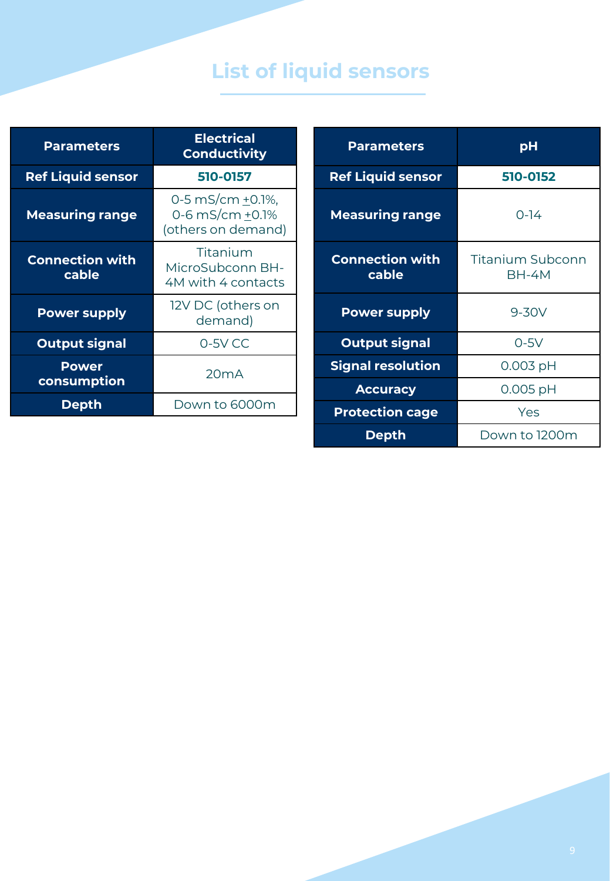# List of liquid sensors

| Parameters | Electrical Conductivity |
|---|---|
| Ref Liquid sensor | **510-0157** |
| Measuring range | 0-5 mS/cm ±0.1%, 0-6 mS/cm ±0.1% (others on demand) |
| Connection with cable | Titanium MicroSubconn BH-4M with 4 contacts |
| Power supply | 12V DC (others on demand) |
| Output signal | 0-5V CC |
| Power consumption | 20mA |
| Depth | Down to 6000m |

| Parameters | pH |
|---|---|
| Ref Liquid sensor | **510-0152** |
| Measuring range | 0-14 |
| Connection with cable | Titanium Subconn BH-4M |
| Power supply | 9-30V |
| Output signal | 0-5V |
| Signal resolution | 0.003 pH |
| Accuracy | 0.005 pH |
| Protection cage | Yes |
| Depth | Down to 1200m |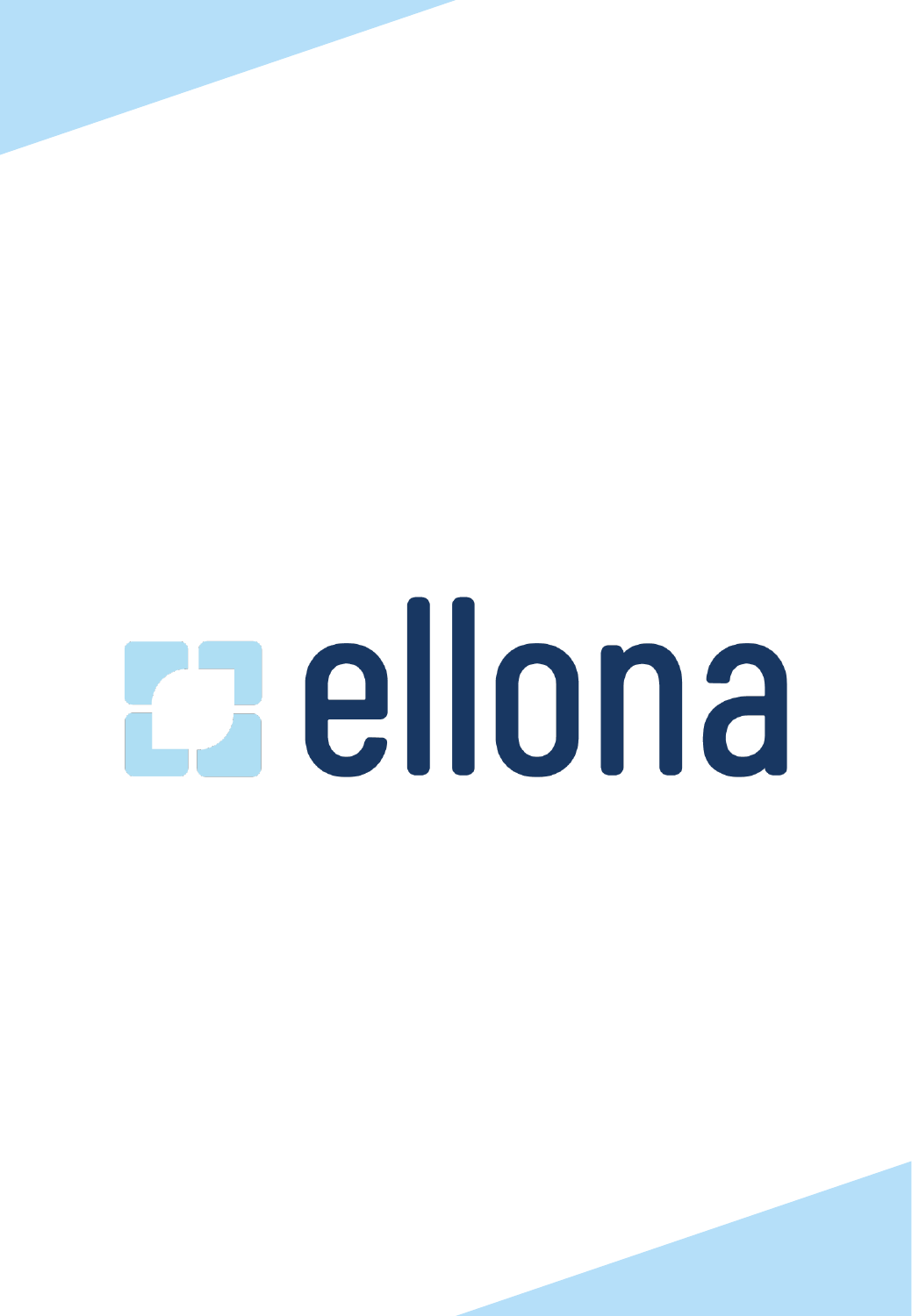ellona